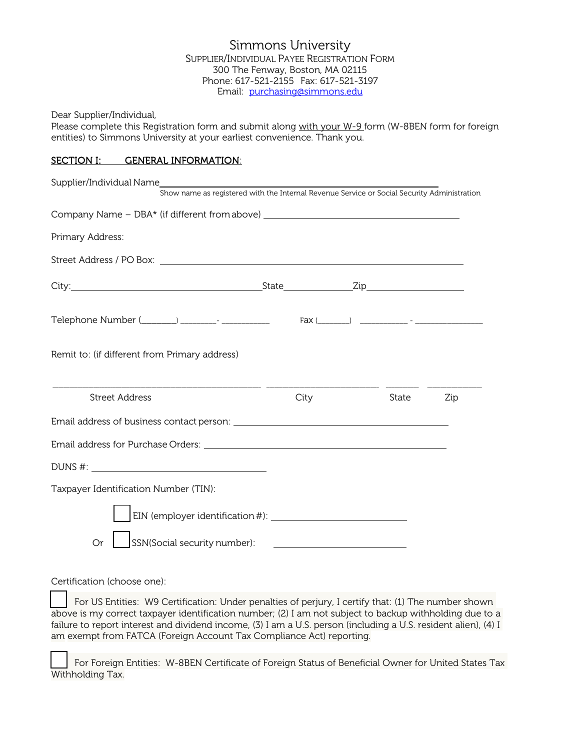# Simmons University

SUPPLIER/INDIVIDUAL PAYEE REGISTRATION FORM
300 The Fenway, Boston, MA 02115
Phone: 617-521-2155 Fax: 617-521-3197
Email: purchasing@simmons.edu

Dear Supplier/Individual,
Please complete this Registration form and submit along with your W-9 form (W-8BEN form for foreign entities) to Simmons University at your earliest convenience. Thank you.

## SECTION I: GENERAL INFORMATION:

Supplier/Individual Name ______________________________________________
Show name as registered with the Internal Revenue Service or Social Security Administration

Company Name – DBA* (if different from above) ______________________________

Primary Address:

Street Address / PO Box: ______________________________________________

City: ______________________ State ____________ Zip ______________

Telephone Number (_______) ________- ___________ Fax (_______) ___________ - _______________

Remit to: (if different from Primary address)

| Street Address | City | State | Zip |
|---|---|---|---|
| | | | |

Email address of business contact person: ______________________________

Email address for Purchase Orders: ______________________________

DUNS #: ______________________________

Taxpayer Identification Number (TIN):

☐ EIN (employer identification #): ______________________________

Or ☐ SSN(Social security number): ______________________________

Certification (choose one):

☐ For US Entities: W9 Certification: Under penalties of perjury, I certify that: (1) The number shown above is my correct taxpayer identification number; (2) I am not subject to backup withholding due to a failure to report interest and dividend income, (3) I am a U.S. person (including a U.S. resident alien), (4) I am exempt from FATCA (Foreign Account Tax Compliance Act) reporting.

☐ For Foreign Entities: W-8BEN Certificate of Foreign Status of Beneficial Owner for United States Tax Withholding Tax.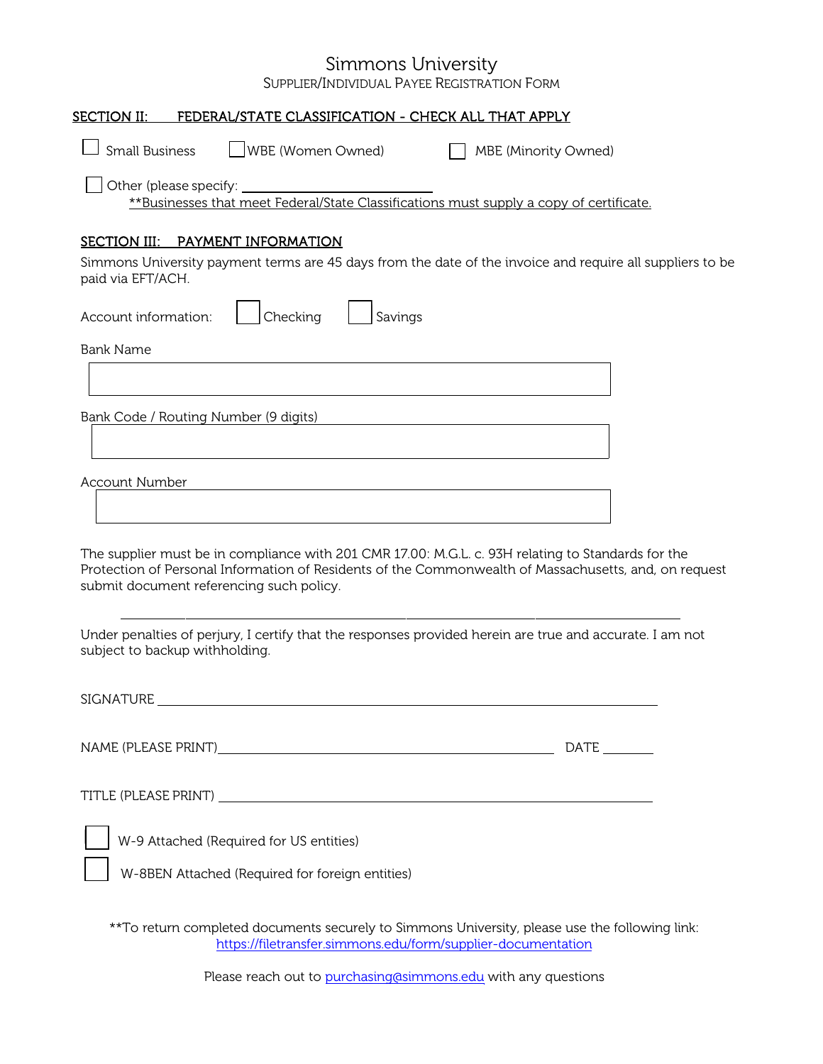# Simmons University

SUPPLIER/INDIVIDUAL PAYEE REGISTRATION FORM

## SECTION II: FEDERAL/STATE CLASSIFICATION - CHECK ALL THAT APPLY

☐ Small Business ☐ WBE (Women Owned) ☐ MBE (Minority Owned)

☐ Other (please specify: ______________________

**Businesses that meet Federal/State Classifications must supply a copy of certificate.

## SECTION III: PAYMENT INFORMATION

Simmons University payment terms are 45 days from the date of the invoice and require all suppliers to be paid via EFT/ACH.

Account information: ☐ Checking ☐ Savings

Bank Name

______________________

Bank Code / Routing Number (9 digits)

______________________

Account Number

______________________

The supplier must be in compliance with 201 CMR 17.00: M.G.L. c. 93H relating to Standards for the Protection of Personal Information of Residents of the Commonwealth of Massachusetts, and, on request submit document referencing such policy.

---

Under penalties of perjury, I certify that the responses provided herein are true and accurate. I am not subject to backup withholding.

SIGNATURE ______________________

NAME (PLEASE PRINT) ______________________ DATE ________

TITLE (PLEASE PRINT) ______________________

☐ W-9 Attached (Required for US entities)

☐ W-8BEN Attached (Required for foreign entities)

**To return completed documents securely to Simmons University, please use the following link: https://filetransfer.simmons.edu/form/supplier-documentation

Please reach out to purchasing@simmons.edu with any questions